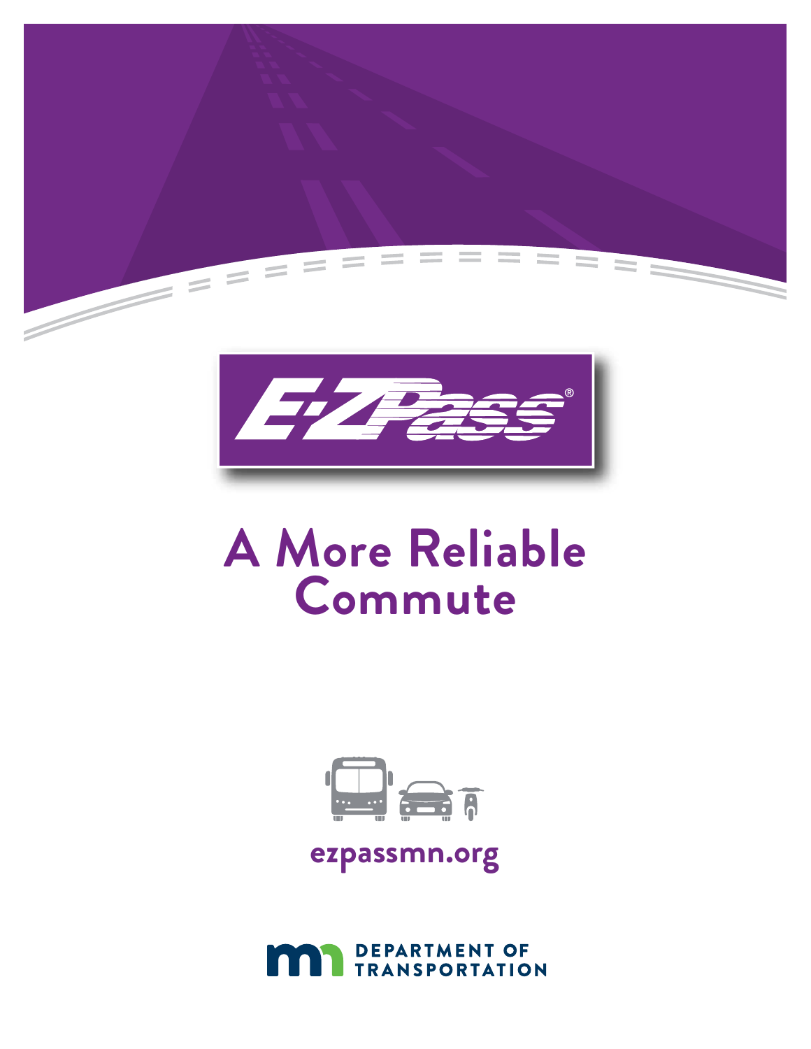E-ZPass®

# A More Reliable Commute

ezpassmn.org

DEPARTMENT OF TRANSPORTATION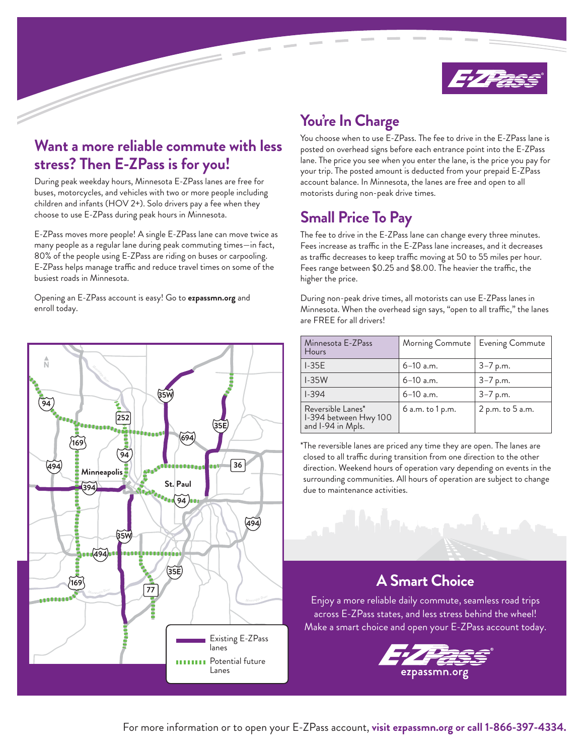## Want a more reliable commute with less stress? Then E-ZPass is for you!

During peak weekday hours, Minnesota E-ZPass lanes are free for buses, motorcycles, and vehicles with two or more people including children and infants (HOV 2+). Solo drivers pay a fee when they choose to use E-ZPass during peak hours in Minnesota.

E-ZPass moves more people! A single E-ZPass lane can move twice as many people as a regular lane during peak commuting times—in fact, 80% of the people using E-ZPass are riding on buses or carpooling. E-ZPass helps manage traffic and reduce travel times on some of the busiest roads in Minnesota.

Opening an E-ZPass account is easy! Go to **ezpassmn.org** and enroll today.

Existing E-ZPass lanes

Potential future Lanes

## You're In Charge

You choose when to use E-ZPass. The fee to drive in the E-ZPass lane is posted on overhead signs before each entrance point into the E-ZPass lane. The price you see when you enter the lane, is the price you pay for your trip. The posted amount is deducted from your prepaid E-ZPass account balance. In Minnesota, the lanes are free and open to all motorists during non-peak drive times.

## Small Price To Pay

The fee to drive in the E-ZPass lane can change every three minutes. Fees increase as traffic in the E-ZPass lane increases, and it decreases as traffic decreases to keep traffic moving at 50 to 55 miles per hour. Fees range between $0.25 and $8.00. The heavier the traffic, the higher the price.

During non-peak drive times, all motorists can use E-ZPass lanes in Minnesota. When the overhead sign says, "open to all traffic," the lanes are FREE for all drivers!

| Minnesota E-ZPass Hours | Morning Commute | Evening Commute |
|---|---|---|
| I-35E | 6–10 a.m. | 3–7 p.m. |
| I-35W | 6–10 a.m. | 3–7 p.m. |
| I-394 | 6–10 a.m. | 3–7 p.m. |
| Reversible Lanes* I-394 between Hwy 100 and I-94 in Mpls. | 6 a.m. to 1 p.m. | 2 p.m. to 5 a.m. |

*The reversible lanes are priced any time they are open. The lanes are closed to all traffic during transition from one direction to the other direction. Weekend hours of operation vary depending on events in the surrounding communities. All hours of operation are subject to change due to maintenance activities.

## A Smart Choice

Enjoy a more reliable daily commute, seamless road trips across E-ZPass states, and less stress behind the wheel! Make a smart choice and open your E-ZPass account today.

ezpassmn.org

For more information or to open your E-ZPass account, **visit ezpassmn.org or call 1-866-397-4334.**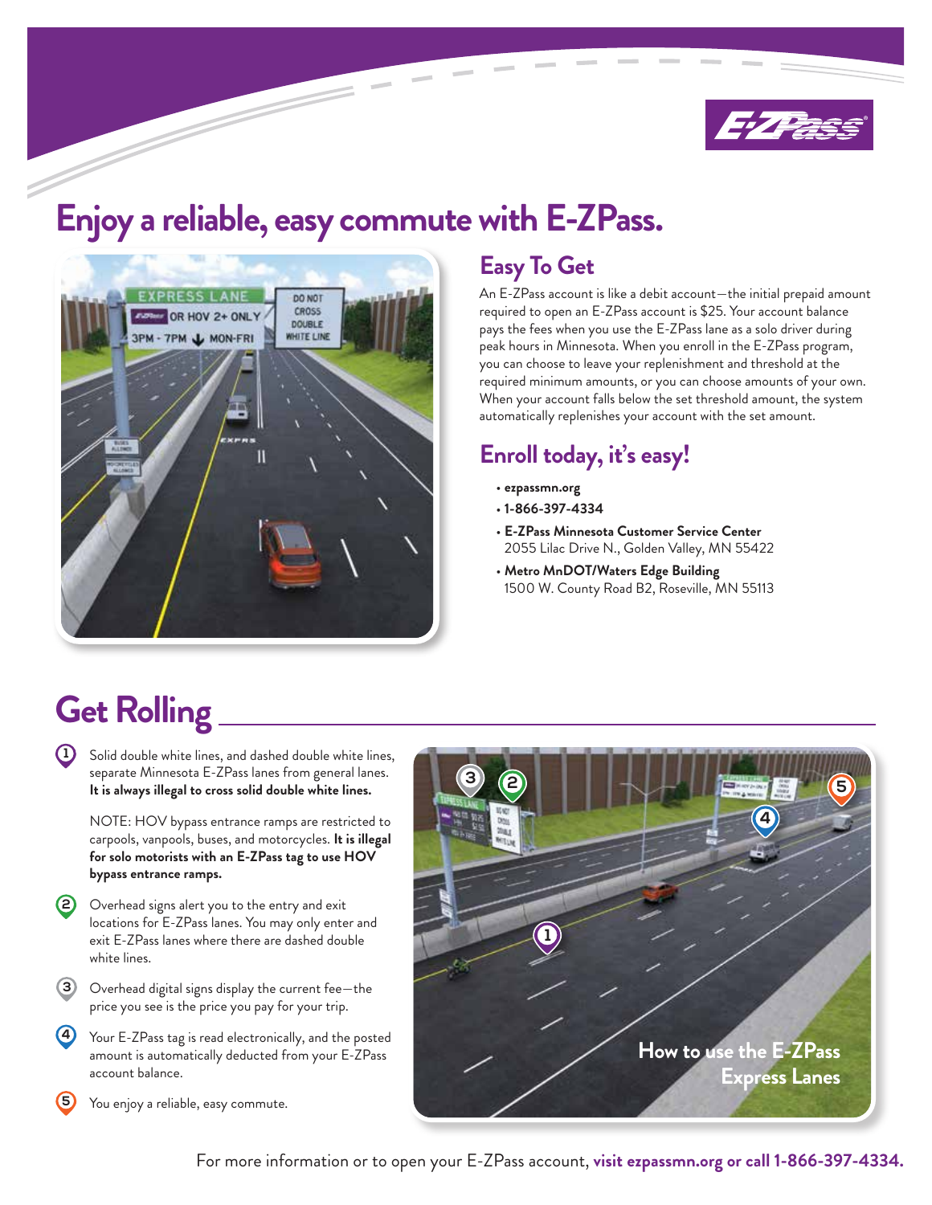# Enjoy a reliable, easy commute with E-ZPass.

## Easy To Get

An E-ZPass account is like a debit account—the initial prepaid amount required to open an E-ZPass account is $25. Your account balance pays the fees when you use the E-ZPass lane as a solo driver during peak hours in Minnesota. When you enroll in the E-ZPass program, you can choose to leave your replenishment and threshold at the required minimum amounts, or you can choose amounts of your own. When your account falls below the set threshold amount, the system automatically replenishes your account with the set amount.

## Enroll today, it's easy!

- **ezpassmn.org**
- **1-866-397-4334**
- **E-ZPass Minnesota Customer Service Center**
  2055 Lilac Drive N., Golden Valley, MN 55422
- **Metro MnDOT/Waters Edge Building**
  1500 W. County Road B2, Roseville, MN 55113

# Get Rolling

1. Solid double white lines, and dashed double white lines, separate Minnesota E-ZPass lanes from general lanes. **It is always illegal to cross solid double white lines.**

   NOTE: HOV bypass entrance ramps are restricted to carpools, vanpools, buses, and motorcycles. **It is illegal for solo motorists with an E-ZPass tag to use HOV bypass entrance ramps.**

2. Overhead signs alert you to the entry and exit locations for E-ZPass lanes. You may only enter and exit E-ZPass lanes where there are dashed double white lines.

3. Overhead digital signs display the current fee—the price you see is the price you pay for your trip.

4. Your E-ZPass tag is read electronically, and the posted amount is automatically deducted from your E-ZPass account balance.

5. You enjoy a reliable, easy commute.

How to use the E-ZPass Express Lanes

For more information or to open your E-ZPass account, **visit ezpassmn.org or call 1-866-397-4334.**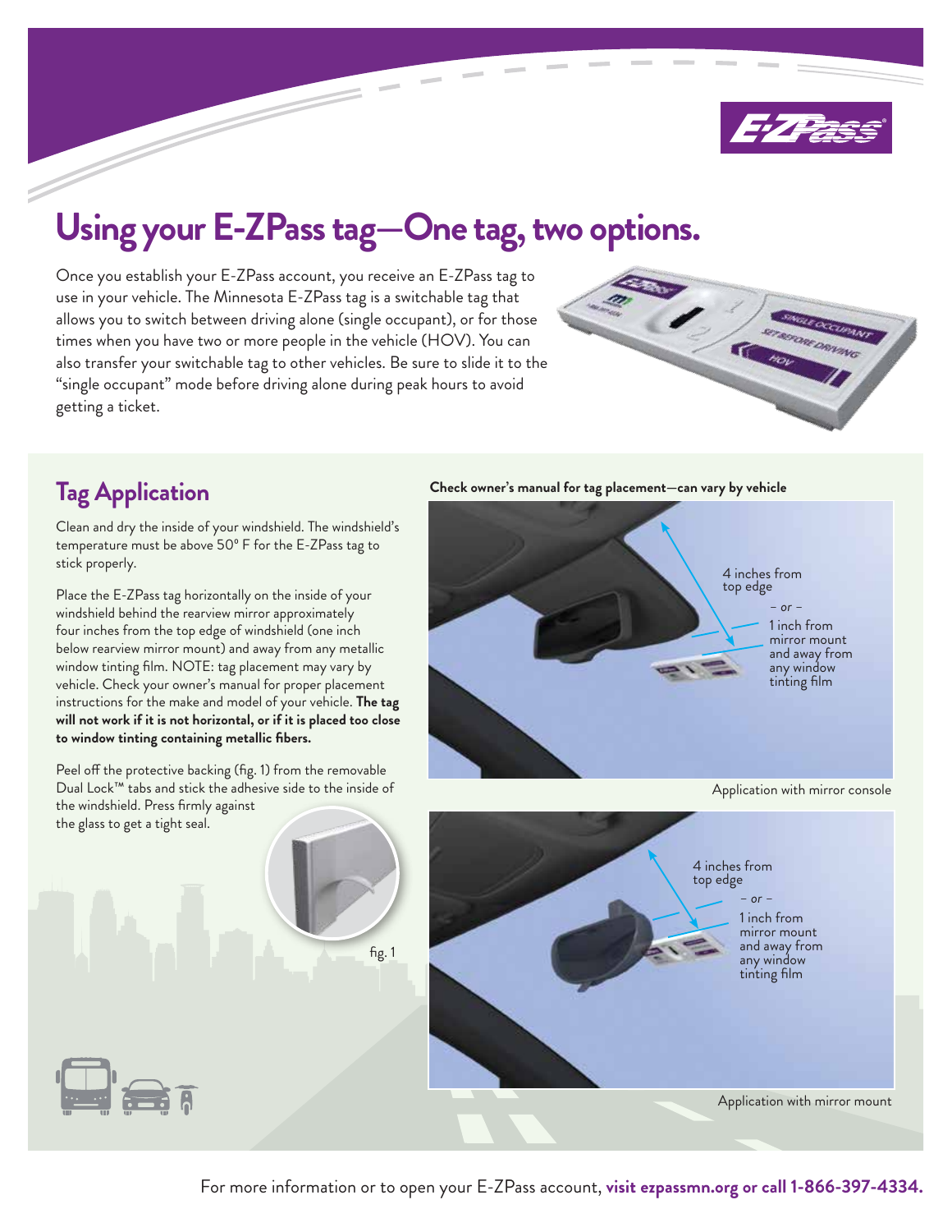# Using your E-ZPass tag—One tag, two options.

Once you establish your E-ZPass account, you receive an E-ZPass tag to use in your vehicle. The Minnesota E-ZPass tag is a switchable tag that allows you to switch between driving alone (single occupant), or for those times when you have two or more people in the vehicle (HOV). You can also transfer your switchable tag to other vehicles. Be sure to slide it to the "single occupant" mode before driving alone during peak hours to avoid getting a ticket.

## Tag Application

Clean and dry the inside of your windshield. The windshield's temperature must be above 50º F for the E-ZPass tag to stick properly.

Place the E-ZPass tag horizontally on the inside of your windshield behind the rearview mirror approximately four inches from the top edge of windshield (one inch below rearview mirror mount) and away from any metallic window tinting film. NOTE: tag placement may vary by vehicle. Check your owner's manual for proper placement instructions for the make and model of your vehicle. **The tag will not work if it is not horizontal, or if it is placed too close to window tinting containing metallic fibers.**

Peel off the protective backing (fig. 1) from the removable Dual Lock™ tabs and stick the adhesive side to the inside of the windshield. Press firmly against the glass to get a tight seal.

fig. 1

**Check owner's manual for tag placement—can vary by vehicle**

4 inches from top edge – *or* – 1 inch from mirror mount and away from any window tinting film

Application with mirror console

4 inches from top edge – *or* – 1 inch from mirror mount and away from any window tinting film

Application with mirror mount

For more information or to open your E-ZPass account, **visit ezpassmn.org or call 1-866-397-4334.**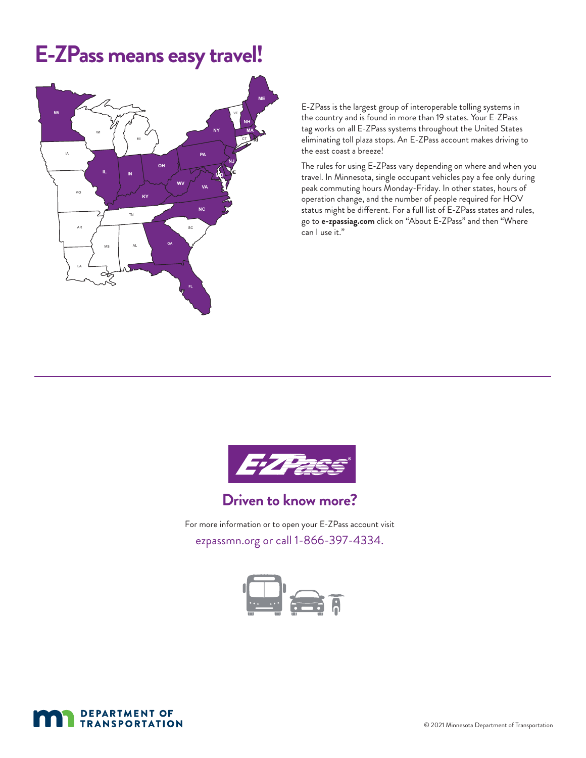# E-ZPass means easy travel!

MN
WI
MI
IA
IL
IN
OH
PA
NY
VT
NH
ME
MA
CT
RI
NJ
DE
MD
WV
VA
KY
MO
TN
NC
AR
SC
MS
AL
GA
LA
FL

E-ZPass is the largest group of interoperable tolling systems in the country and is found in more than 19 states. Your E-ZPass tag works on all E-ZPass systems throughout the United States eliminating toll plaza stops. An E-ZPass account makes driving to the east coast a breeze!

The rules for using E-ZPass vary depending on where and when you travel. In Minnesota, single occupant vehicles pay a fee only during peak commuting hours Monday-Friday. In other states, hours of operation change, and the number of people required for HOV status might be different. For a full list of E-ZPass states and rules, go to **e-zpassiag.com** click on "About E-ZPass" and then "Where can I use it."

E-ZPass®

## Driven to know more?

For more information or to open your E-ZPass account visit

ezpassmn.org or call 1-866-397-4334.

DEPARTMENT OF TRANSPORTATION

© 2021 Minnesota Department of Transportation